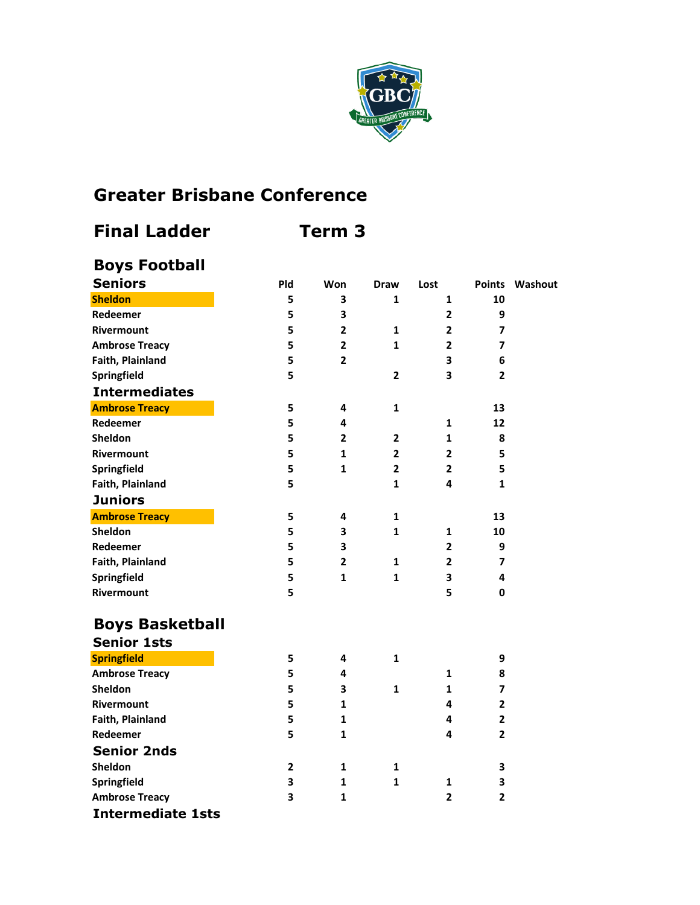# Greater Brisbane Conference

## Final Ladder Term 3

## Boys Football

### Seniors

| Team | Pld | Won | Draw | Lost | Points | Washout |
|---|---|---|---|---|---|---|
| Sheldon | 5 | 3 | 1 | 1 | 10 | |
| Redeemer | 5 | 3 | | 2 | 9 | |
| Rivermount | 5 | 2 | 1 | 2 | 7 | |
| Ambrose Treacy | 5 | 2 | 1 | 2 | 7 | |
| Faith, Plainland | 5 | 2 | | 3 | 6 | |
| Springfield | 5 | | 2 | 3 | 2 | |

### Intermediates

| Team | Pld | Won | Draw | Lost | Points | Washout |
|---|---|---|---|---|---|---|
| Ambrose Treacy | 5 | 4 | 1 | | 13 | |
| Redeemer | 5 | 4 | | 1 | 12 | |
| Sheldon | 5 | 2 | 2 | 1 | 8 | |
| Rivermount | 5 | 1 | 2 | 2 | 5 | |
| Springfield | 5 | 1 | 2 | 2 | 5 | |
| Faith, Plainland | 5 | | 1 | 4 | 1 | |

### Juniors

| Team | Pld | Won | Draw | Lost | Points | Washout |
|---|---|---|---|---|---|---|
| Ambrose Treacy | 5 | 4 | 1 | | 13 | |
| Sheldon | 5 | 3 | 1 | 1 | 10 | |
| Redeemer | 5 | 3 | | 2 | 9 | |
| Faith, Plainland | 5 | 2 | 1 | 2 | 7 | |
| Springfield | 5 | 1 | 1 | 3 | 4 | |
| Rivermount | 5 | | | 5 | 0 | |

## Boys Basketball

### Senior 1sts

| Team | Pld | Won | Draw | Lost | Points | Washout |
|---|---|---|---|---|---|---|
| Springfield | 5 | 4 | 1 | | 9 | |
| Ambrose Treacy | 5 | 4 | | 1 | 8 | |
| Sheldon | 5 | 3 | 1 | 1 | 7 | |
| Rivermount | 5 | 1 | | 4 | 2 | |
| Faith, Plainland | 5 | 1 | | 4 | 2 | |
| Redeemer | 5 | 1 | | 4 | 2 | |

### Senior 2nds

| Team | Pld | Won | Draw | Lost | Points | Washout |
|---|---|---|---|---|---|---|
| Sheldon | 2 | 1 | 1 | | 3 | |
| Springfield | 3 | 1 | 1 | 1 | 3 | |
| Ambrose Treacy | 3 | 1 | | 2 | 2 | |

### Intermediate 1sts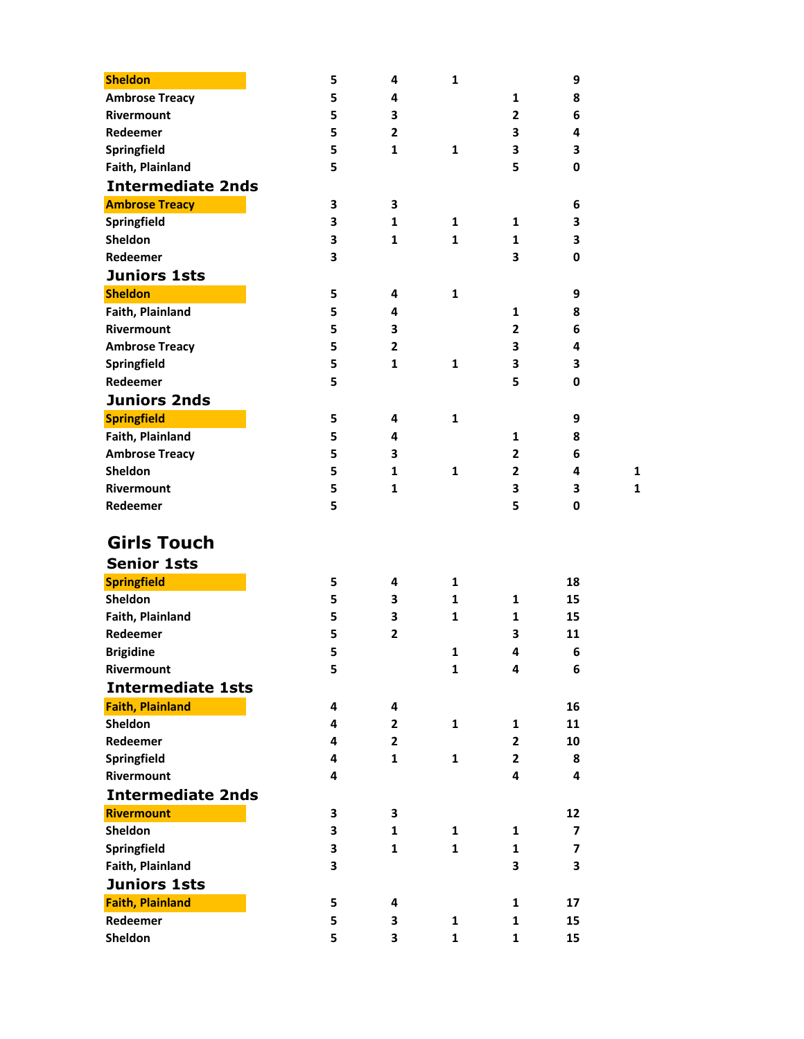| | | | | | |
|---|---|---|---|---|---|
| **Sheldon** | 5 | 4 | 1 | | 9 |
| Ambrose Treacy | 5 | 4 | | 1 | 8 |
| Rivermount | 5 | 3 | | 2 | 6 |
| Redeemer | 5 | 2 | | 3 | 4 |
| Springfield | 5 | 1 | 1 | 3 | 3 |
| Faith, Plainland | 5 | | | 5 | 0 |

### Intermediate 2nds

| | | | | | |
|---|---|---|---|---|---|
| **Ambrose Treacy** | 3 | 3 | | | 6 |
| Springfield | 3 | 1 | 1 | 1 | 3 |
| Sheldon | 3 | 1 | 1 | 1 | 3 |
| Redeemer | 3 | | | 3 | 0 |

### Juniors 1sts

| | | | | | |
|---|---|---|---|---|---|
| **Sheldon** | 5 | 4 | 1 | | 9 |
| Faith, Plainland | 5 | 4 | | 1 | 8 |
| Rivermount | 5 | 3 | | 2 | 6 |
| Ambrose Treacy | 5 | 2 | | 3 | 4 |
| Springfield | 5 | 1 | 1 | 3 | 3 |
| Redeemer | 5 | | | 5 | 0 |

### Juniors 2nds

| | | | | | | |
|---|---|---|---|---|---|---|
| **Springfield** | 5 | 4 | 1 | | 9 | |
| Faith, Plainland | 5 | 4 | | 1 | 8 | |
| Ambrose Treacy | 5 | 3 | | 2 | 6 | |
| Sheldon | 5 | 1 | 1 | 2 | 4 | 1 |
| Rivermount | 5 | 1 | | 3 | 3 | 1 |
| Redeemer | 5 | | | 5 | 0 | |

## Girls Touch

### Senior 1sts

| | | | | | |
|---|---|---|---|---|---|
| **Springfield** | 5 | 4 | 1 | | 18 |
| Sheldon | 5 | 3 | 1 | 1 | 15 |
| Faith, Plainland | 5 | 3 | 1 | 1 | 15 |
| Redeemer | 5 | 2 | | 3 | 11 |
| Brigidine | 5 | | 1 | 4 | 6 |
| Rivermount | 5 | | 1 | 4 | 6 |

### Intermediate 1sts

| | | | | | |
|---|---|---|---|---|---|
| **Faith, Plainland** | 4 | 4 | | | 16 |
| Sheldon | 4 | 2 | 1 | 1 | 11 |
| Redeemer | 4 | 2 | | 2 | 10 |
| Springfield | 4 | 1 | 1 | 2 | 8 |
| Rivermount | 4 | | | 4 | 4 |

### Intermediate 2nds

| | | | | | |
|---|---|---|---|---|---|
| **Rivermount** | 3 | 3 | | | 12 |
| Sheldon | 3 | 1 | 1 | 1 | 7 |
| Springfield | 3 | 1 | 1 | 1 | 7 |
| Faith, Plainland | 3 | | | 3 | 3 |

### Juniors 1sts

| | | | | | |
|---|---|---|---|---|---|
| **Faith, Plainland** | 5 | 4 | | 1 | 17 |
| Redeemer | 5 | 3 | 1 | 1 | 15 |
| Sheldon | 5 | 3 | 1 | 1 | 15 |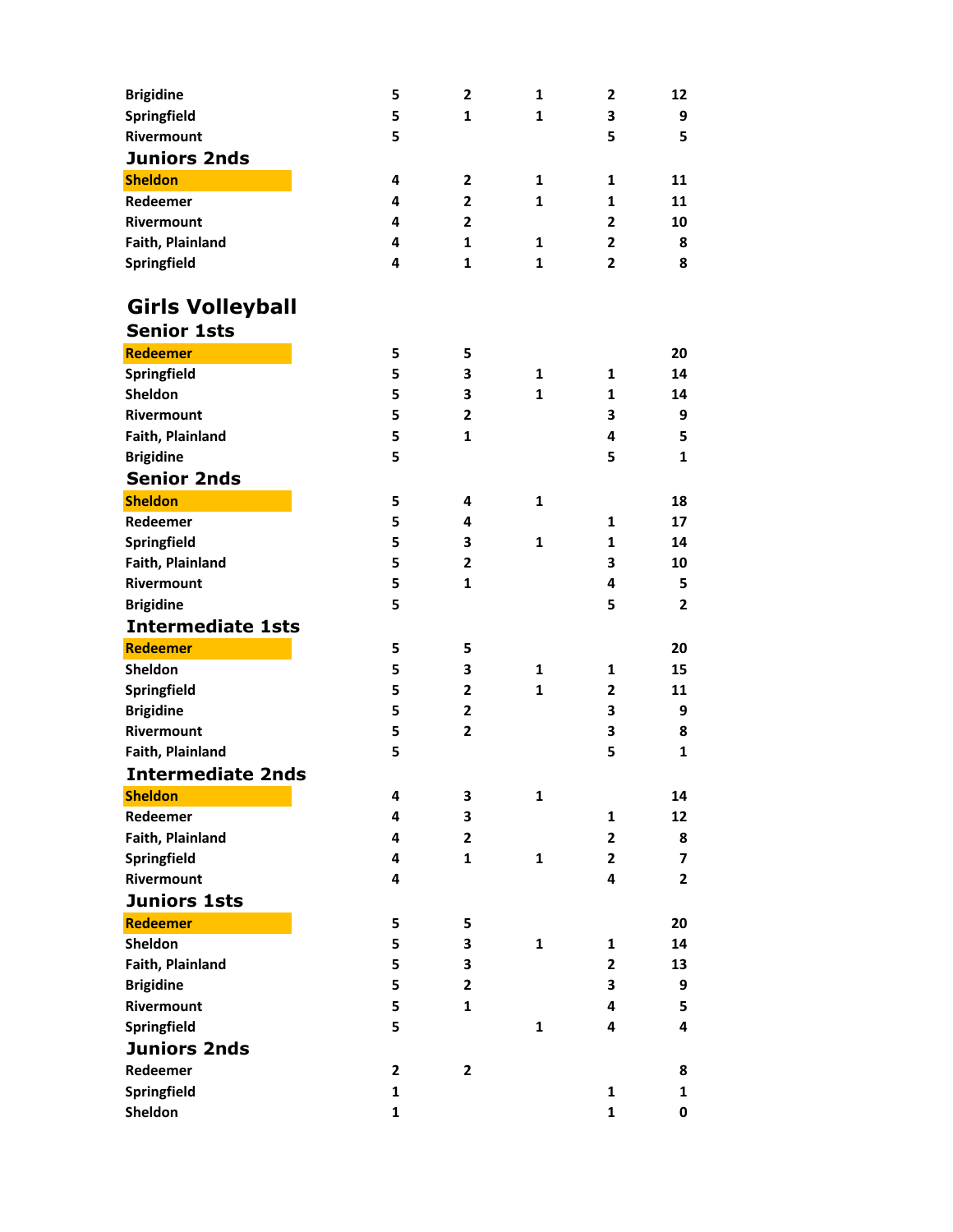| | | | | | |
|---|---|---|---|---|---|
| Brigidine | 5 | 2 | 1 | 2 | 12 |
| Springfield | 5 | 1 | 1 | 3 | 9 |
| Rivermount | 5 | | | 5 | 5 |

### Juniors 2nds

| | | | | | |
|---|---|---|---|---|---|
| Sheldon | 4 | 2 | 1 | 1 | 11 |
| Redeemer | 4 | 2 | 1 | 1 | 11 |
| Rivermount | 4 | 2 | | 2 | 10 |
| Faith, Plainland | 4 | 1 | 1 | 2 | 8 |
| Springfield | 4 | 1 | 1 | 2 | 8 |

## Girls Volleyball

### Senior 1sts

| | | | | | |
|---|---|---|---|---|---|
| Redeemer | 5 | 5 | | | 20 |
| Springfield | 5 | 3 | 1 | 1 | 14 |
| Sheldon | 5 | 3 | 1 | 1 | 14 |
| Rivermount | 5 | 2 | | 3 | 9 |
| Faith, Plainland | 5 | 1 | | 4 | 5 |
| Brigidine | 5 | | | 5 | 1 |

### Senior 2nds

| | | | | | |
|---|---|---|---|---|---|
| Sheldon | 5 | 4 | 1 | | 18 |
| Redeemer | 5 | 4 | | 1 | 17 |
| Springfield | 5 | 3 | 1 | 1 | 14 |
| Faith, Plainland | 5 | 2 | | 3 | 10 |
| Rivermount | 5 | 1 | | 4 | 5 |
| Brigidine | 5 | | | 5 | 2 |

### Intermediate 1sts

| | | | | | |
|---|---|---|---|---|---|
| Redeemer | 5 | 5 | | | 20 |
| Sheldon | 5 | 3 | 1 | 1 | 15 |
| Springfield | 5 | 2 | 1 | 2 | 11 |
| Brigidine | 5 | 2 | | 3 | 9 |
| Rivermount | 5 | 2 | | 3 | 8 |
| Faith, Plainland | 5 | | | 5 | 1 |

### Intermediate 2nds

| | | | | | |
|---|---|---|---|---|---|
| Sheldon | 4 | 3 | 1 | | 14 |
| Redeemer | 4 | 3 | | 1 | 12 |
| Faith, Plainland | 4 | 2 | | 2 | 8 |
| Springfield | 4 | 1 | 1 | 2 | 7 |
| Rivermount | 4 | | | 4 | 2 |

### Juniors 1sts

| | | | | | |
|---|---|---|---|---|---|
| Redeemer | 5 | 5 | | | 20 |
| Sheldon | 5 | 3 | 1 | 1 | 14 |
| Faith, Plainland | 5 | 3 | | 2 | 13 |
| Brigidine | 5 | 2 | | 3 | 9 |
| Rivermount | 5 | 1 | | 4 | 5 |
| Springfield | 5 | | 1 | 4 | 4 |

### Juniors 2nds

| | | | | | |
|---|---|---|---|---|---|
| Redeemer | 2 | 2 | | | 8 |
| Springfield | 1 | | | 1 | 1 |
| Sheldon | 1 | | | 1 | 0 |